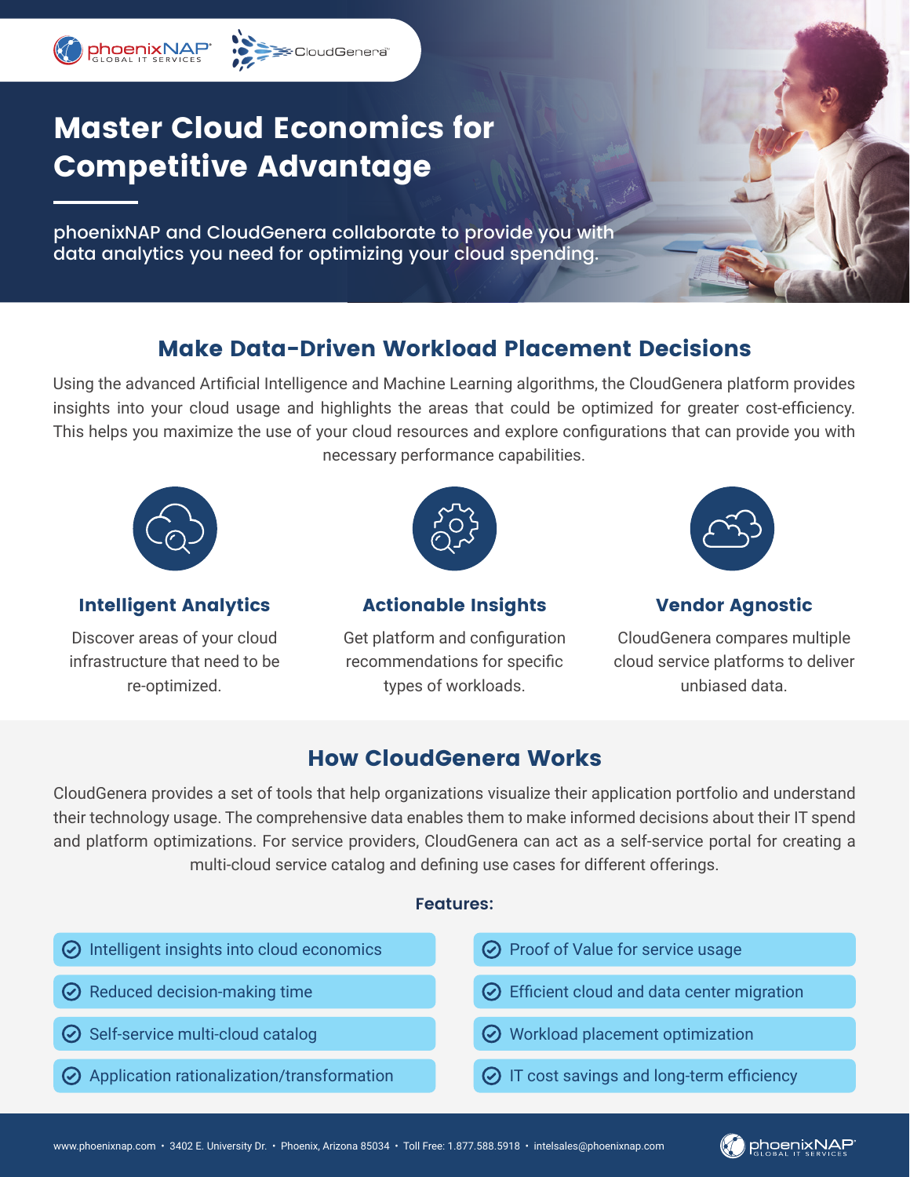# Master Cloud Economics for Competitive Advantage

phoenixNAP and CloudGenera collaborate to provide you with data analytics you need for optimizing your cloud spending.

## Make Data-Driven Workload Placement Decisions

Using the advanced Artificial Intelligence and Machine Learning algorithms, the CloudGenera platform provides insights into your cloud usage and highlights the areas that could be optimized for greater cost-efficiency. This helps you maximize the use of your cloud resources and explore configurations that can provide you with necessary performance capabilities.

### Intelligent Analytics

Discover areas of your cloud infrastructure that need to be re-optimized.

### Actionable Insights

Get platform and configuration recommendations for specific types of workloads.

### Vendor Agnostic

CloudGenera compares multiple cloud service platforms to deliver unbiased data.

## How CloudGenera Works

CloudGenera provides a set of tools that help organizations visualize their application portfolio and understand their technology usage. The comprehensive data enables them to make informed decisions about their IT spend and platform optimizations. For service providers, CloudGenera can act as a self-service portal for creating a multi-cloud service catalog and defining use cases for different offerings.

**Features:**

- Intelligent insights into cloud economics
- Reduced decision-making time
- Self-service multi-cloud catalog
- Application rationalization/transformation
- Proof of Value for service usage
- Efficient cloud and data center migration
- Workload placement optimization
- IT cost savings and long-term efficiency

www.phoenixnap.com • 3402 E. University Dr. • Phoenix, Arizona 85034 • Toll Free: 1.877.588.5918 • intelsales@phoenixnap.com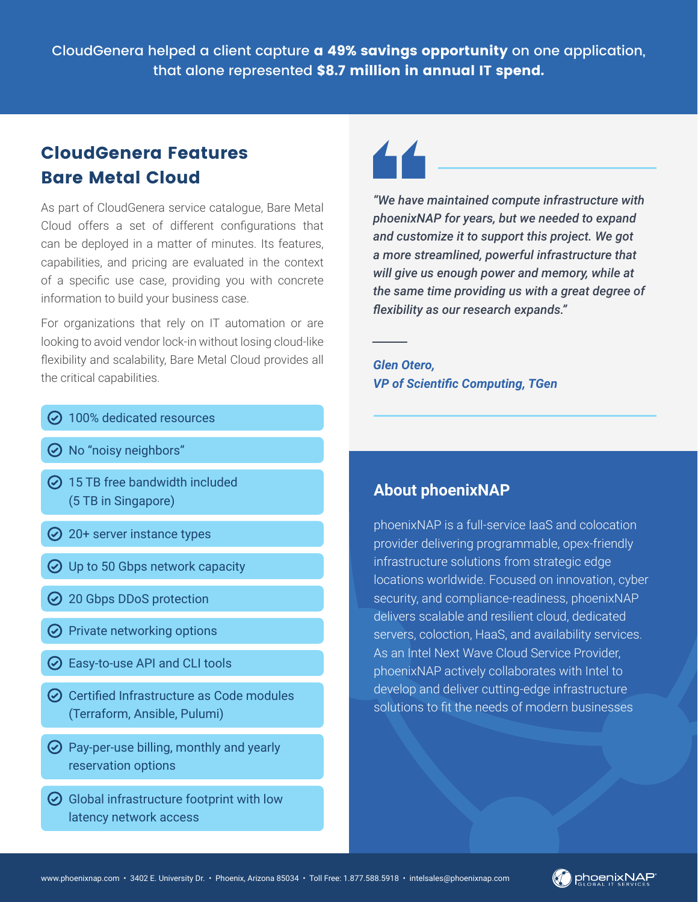CloudGenera helped a client capture **a 49% savings opportunity** on one application, that alone represented **$8.7 million in annual IT spend.**

## CloudGenera Features Bare Metal Cloud

As part of CloudGenera service catalogue, Bare Metal Cloud offers a set of different configurations that can be deployed in a matter of minutes. Its features, capabilities, and pricing are evaluated in the context of a specific use case, providing you with concrete information to build your business case.

For organizations that rely on IT automation or are looking to avoid vendor lock-in without losing cloud-like flexibility and scalability, Bare Metal Cloud provides all the critical capabilities.

- 100% dedicated resources
- No “noisy neighbors”
- 15 TB free bandwidth included (5 TB in Singapore)
- 20+ server instance types
- Up to 50 Gbps network capacity
- 20 Gbps DDoS protection
- Private networking options
- Easy-to-use API and CLI tools
- Certified Infrastructure as Code modules (Terraform, Ansible, Pulumi)
- Pay-per-use billing, monthly and yearly reservation options
- Global infrastructure footprint with low latency network access

*“We have maintained compute infrastructure with phoenixNAP for years, but we needed to expand and customize it to support this project. We got a more streamlined, powerful infrastructure that will give us enough power and memory, while at the same time providing us with a great degree of flexibility as our research expands.”*

***Glen Otero,***
***VP of Scientific Computing, TGen***

## About phoenixNAP

phoenixNAP is a full-service IaaS and colocation provider delivering programmable, opex-friendly infrastructure solutions from strategic edge locations worldwide. Focused on innovation, cyber security, and compliance-readiness, phoenixNAP delivers scalable and resilient cloud, dedicated servers, coloction, HaaS, and availability services. As an Intel Next Wave Cloud Service Provider, phoenixNAP actively collaborates with Intel to develop and deliver cutting-edge infrastructure solutions to fit the needs of modern businesses

www.phoenixnap.com • 3402 E. University Dr. • Phoenix, Arizona 85034 • Toll Free: 1.877.588.5918 • intelsales@phoenixnap.com

phoenixNAP GLOBAL IT SERVICES